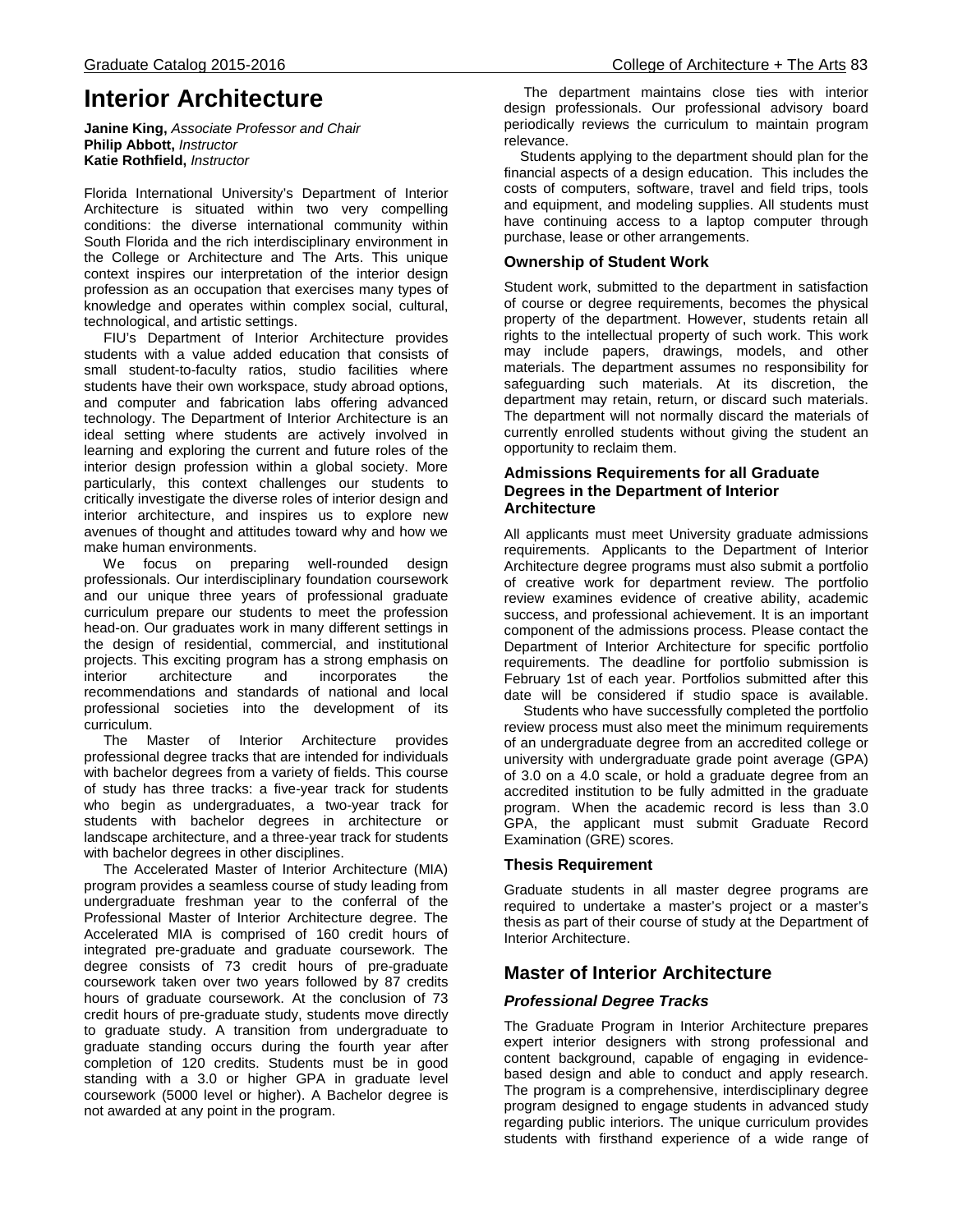# Interior Architecture

**Janine King,** *Associate Professor and Chair*
**Philip Abbott,** *Instructor*
**Katie Rothfield,** *Instructor*

Florida International University's Department of Interior Architecture is situated within two very compelling conditions: the diverse international community within South Florida and the rich interdisciplinary environment in the College or Architecture and The Arts. This unique context inspires our interpretation of the interior design profession as an occupation that exercises many types of knowledge and operates within complex social, cultural, technological, and artistic settings.

FIU's Department of Interior Architecture provides students with a value added education that consists of small student-to-faculty ratios, studio facilities where students have their own workspace, study abroad options, and computer and fabrication labs offering advanced technology. The Department of Interior Architecture is an ideal setting where students are actively involved in learning and exploring the current and future roles of the interior design profession within a global society. More particularly, this context challenges our students to critically investigate the diverse roles of interior design and interior architecture, and inspires us to explore new avenues of thought and attitudes toward why and how we make human environments.

We focus on preparing well-rounded design professionals. Our interdisciplinary foundation coursework and our unique three years of professional graduate curriculum prepare our students to meet the profession head-on. Our graduates work in many different settings in the design of residential, commercial, and institutional projects. This exciting program has a strong emphasis on interior architecture and incorporates the recommendations and standards of national and local professional societies into the development of its curriculum.

The Master of Interior Architecture provides professional degree tracks that are intended for individuals with bachelor degrees from a variety of fields. This course of study has three tracks: a five-year track for students who begin as undergraduates, a two-year track for students with bachelor degrees in architecture or landscape architecture, and a three-year track for students with bachelor degrees in other disciplines.

The Accelerated Master of Interior Architecture (MIA) program provides a seamless course of study leading from undergraduate freshman year to the conferral of the Professional Master of Interior Architecture degree. The Accelerated MIA is comprised of 160 credit hours of integrated pre-graduate and graduate coursework. The degree consists of 73 credit hours of pre-graduate coursework taken over two years followed by 87 credits hours of graduate coursework. At the conclusion of 73 credit hours of pre-graduate study, students move directly to graduate study. A transition from undergraduate to graduate standing occurs during the fourth year after completion of 120 credits. Students must be in good standing with a 3.0 or higher GPA in graduate level coursework (5000 level or higher). A Bachelor degree is not awarded at any point in the program.

The department maintains close ties with interior design professionals. Our professional advisory board periodically reviews the curriculum to maintain program relevance.

Students applying to the department should plan for the financial aspects of a design education. This includes the costs of computers, software, travel and field trips, tools and equipment, and modeling supplies. All students must have continuing access to a laptop computer through purchase, lease or other arrangements.

### Ownership of Student Work

Student work, submitted to the department in satisfaction of course or degree requirements, becomes the physical property of the department. However, students retain all rights to the intellectual property of such work. This work may include papers, drawings, models, and other materials. The department assumes no responsibility for safeguarding such materials. At its discretion, the department may retain, return, or discard such materials. The department will not normally discard the materials of currently enrolled students without giving the student an opportunity to reclaim them.

### Admissions Requirements for all Graduate Degrees in the Department of Interior Architecture

All applicants must meet University graduate admissions requirements. Applicants to the Department of Interior Architecture degree programs must also submit a portfolio of creative work for department review. The portfolio review examines evidence of creative ability, academic success, and professional achievement. It is an important component of the admissions process. Please contact the Department of Interior Architecture for specific portfolio requirements. The deadline for portfolio submission is February 1st of each year. Portfolios submitted after this date will be considered if studio space is available.

Students who have successfully completed the portfolio review process must also meet the minimum requirements of an undergraduate degree from an accredited college or university with undergraduate grade point average (GPA) of 3.0 on a 4.0 scale, or hold a graduate degree from an accredited institution to be fully admitted in the graduate program. When the academic record is less than 3.0 GPA, the applicant must submit Graduate Record Examination (GRE) scores.

### Thesis Requirement

Graduate students in all master degree programs are required to undertake a master's project or a master's thesis as part of their course of study at the Department of Interior Architecture.

## Master of Interior Architecture

### *Professional Degree Tracks*

The Graduate Program in Interior Architecture prepares expert interior designers with strong professional and content background, capable of engaging in evidence-based design and able to conduct and apply research. The program is a comprehensive, interdisciplinary degree program designed to engage students in advanced study regarding public interiors. The unique curriculum provides students with firsthand experience of a wide range of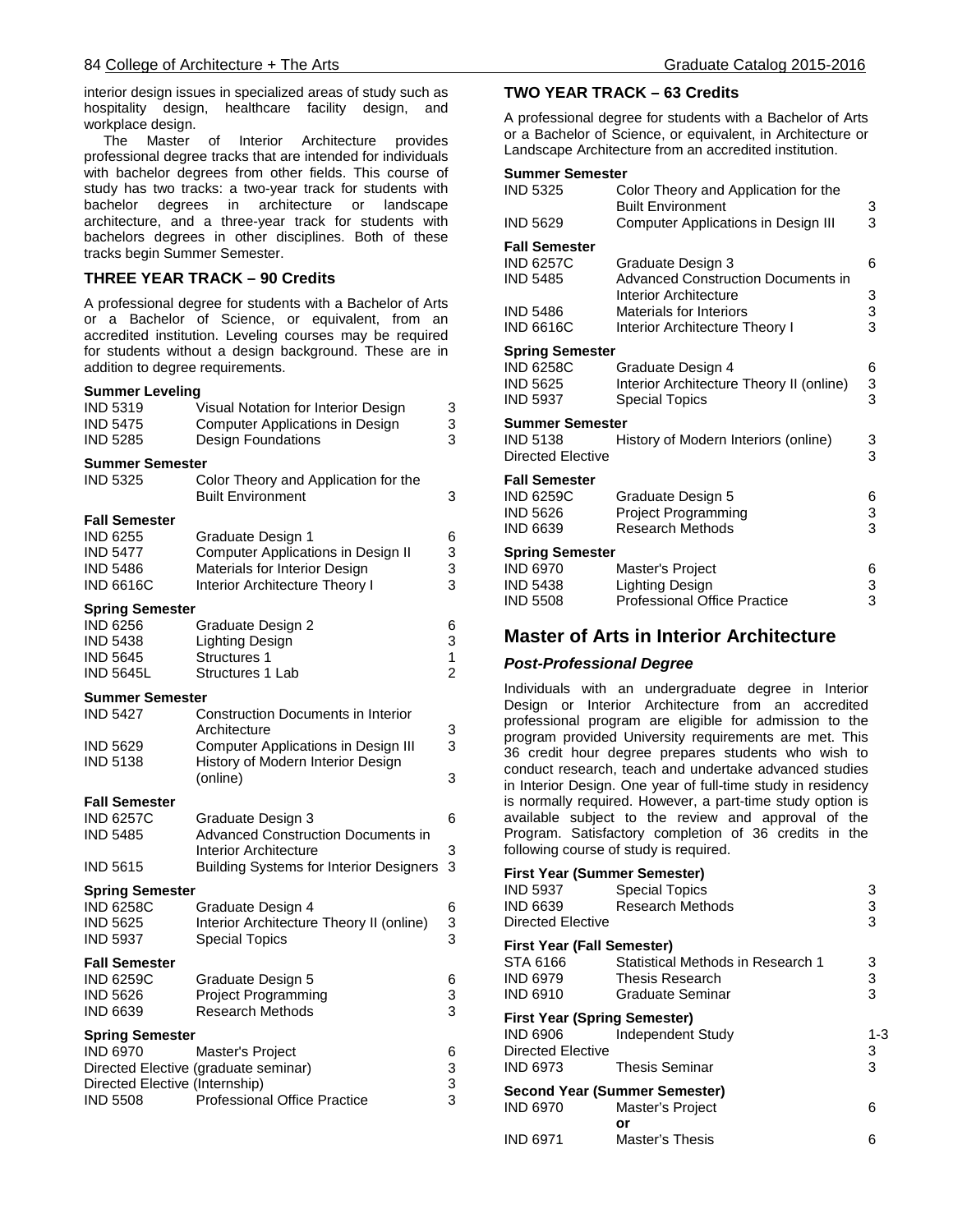interior design issues in specialized areas of study such as hospitality design, healthcare facility design, and workplace design.

The Master of Interior Architecture provides professional degree tracks that are intended for individuals with bachelor degrees from other fields. This course of study has two tracks: a two-year track for students with bachelor degrees in architecture or landscape architecture, and a three-year track for students with bachelors degrees in other disciplines. Both of these tracks begin Summer Semester.

### THREE YEAR TRACK – 90 Credits

A professional degree for students with a Bachelor of Arts or a Bachelor of Science, or equivalent, from an accredited institution. Leveling courses may be required for students without a design background. These are in addition to degree requirements.

**Summer Leveling**

| | | |
|---|---|---|
| IND 5319 | Visual Notation for Interior Design | 3 |
| IND 5475 | Computer Applications in Design | 3 |
| IND 5285 | Design Foundations | 3 |

**Summer Semester**

| | | |
|---|---|---|
| IND 5325 | Color Theory and Application for the Built Environment | 3 |

**Fall Semester**

| | | |
|---|---|---|
| IND 6255 | Graduate Design 1 | 6 |
| IND 5477 | Computer Applications in Design II | 3 |
| IND 5486 | Materials for Interior Design | 3 |
| IND 6616C | Interior Architecture Theory I | 3 |

**Spring Semester**

| | | |
|---|---|---|
| IND 6256 | Graduate Design 2 | 6 |
| IND 5438 | Lighting Design | 3 |
| IND 5645 | Structures 1 | 1 |
| IND 5645L | Structures 1 Lab | 2 |

**Summer Semester**

| | | |
|---|---|---|
| IND 5427 | Construction Documents in Interior Architecture | 3 |
| IND 5629 | Computer Applications in Design III | 3 |
| IND 5138 | History of Modern Interior Design (online) | 3 |

**Fall Semester**

| | | |
|---|---|---|
| IND 6257C | Graduate Design 3 | 6 |
| IND 5485 | Advanced Construction Documents in Interior Architecture | 3 |
| IND 5615 | Building Systems for Interior Designers | 3 |

**Spring Semester**

| | | |
|---|---|---|
| IND 6258C | Graduate Design 4 | 6 |
| IND 5625 | Interior Architecture Theory II (online) | 3 |
| IND 5937 | Special Topics | 3 |

**Fall Semester**

| | | |
|---|---|---|
| IND 6259C | Graduate Design 5 | 6 |
| IND 5626 | Project Programming | 3 |
| IND 6639 | Research Methods | 3 |

**Spring Semester**

| | | |
|---|---|---|
| IND 6970 | Master's Project | 6 |
| Directed Elective (graduate seminar) | | 3 |
| Directed Elective (Internship) | | 3 |
| IND 5508 | Professional Office Practice | 3 |

### TWO YEAR TRACK – 63 Credits

A professional degree for students with a Bachelor of Arts or a Bachelor of Science, or equivalent, in Architecture or Landscape Architecture from an accredited institution.

**Summer Semester**

| | | |
|---|---|---|
| IND 5325 | Color Theory and Application for the Built Environment | 3 |
| IND 5629 | Computer Applications in Design III | 3 |

**Fall Semester**

| | | |
|---|---|---|
| IND 6257C | Graduate Design 3 | 6 |
| IND 5485 | Advanced Construction Documents in Interior Architecture | 3 |
| IND 5486 | Materials for Interiors | 3 |
| IND 6616C | Interior Architecture Theory I | 3 |

**Spring Semester**

| | | |
|---|---|---|
| IND 6258C | Graduate Design 4 | 6 |
| IND 5625 | Interior Architecture Theory II (online) | 3 |
| IND 5937 | Special Topics | 3 |

**Summer Semester**

| | | |
|---|---|---|
| IND 5138 | History of Modern Interiors (online) | 3 |
| Directed Elective | | 3 |

**Fall Semester**

| | | |
|---|---|---|
| IND 6259C | Graduate Design 5 | 6 |
| IND 5626 | Project Programming | 3 |
| IND 6639 | Research Methods | 3 |

**Spring Semester**

| | | |
|---|---|---|
| IND 6970 | Master's Project | 6 |
| IND 5438 | Lighting Design | 3 |
| IND 5508 | Professional Office Practice | 3 |

## Master of Arts in Interior Architecture

### *Post-Professional Degree*

Individuals with an undergraduate degree in Interior Design or Interior Architecture from an accredited professional program are eligible for admission to the program provided University requirements are met. This 36 credit hour degree prepares students who wish to conduct research, teach and undertake advanced studies in Interior Design. One year of full-time study in residency is normally required. However, a part-time study option is available subject to the review and approval of the Program. Satisfactory completion of 36 credits in the following course of study is required.

**First Year (Summer Semester)**

| | | |
|---|---|---|
| IND 5937 | Special Topics | 3 |
| IND 6639 | Research Methods | 3 |
| Directed Elective | | 3 |

**First Year (Fall Semester)**

| | | |
|---|---|---|
| STA 6166 | Statistical Methods in Research 1 | 3 |
| IND 6979 | Thesis Research | 3 |
| IND 6910 | Graduate Seminar | 3 |

**First Year (Spring Semester)**

| | | |
|---|---|---|
| IND 6906 | Independent Study | 1-3 |
| Directed Elective | | 3 |
| IND 6973 | Thesis Seminar | 3 |

**Second Year (Summer Semester)**

| | | |
|---|---|---|
| IND 6970 | Master's Project | 6 |
| | **or** | |
| IND 6971 | Master's Thesis | 6 |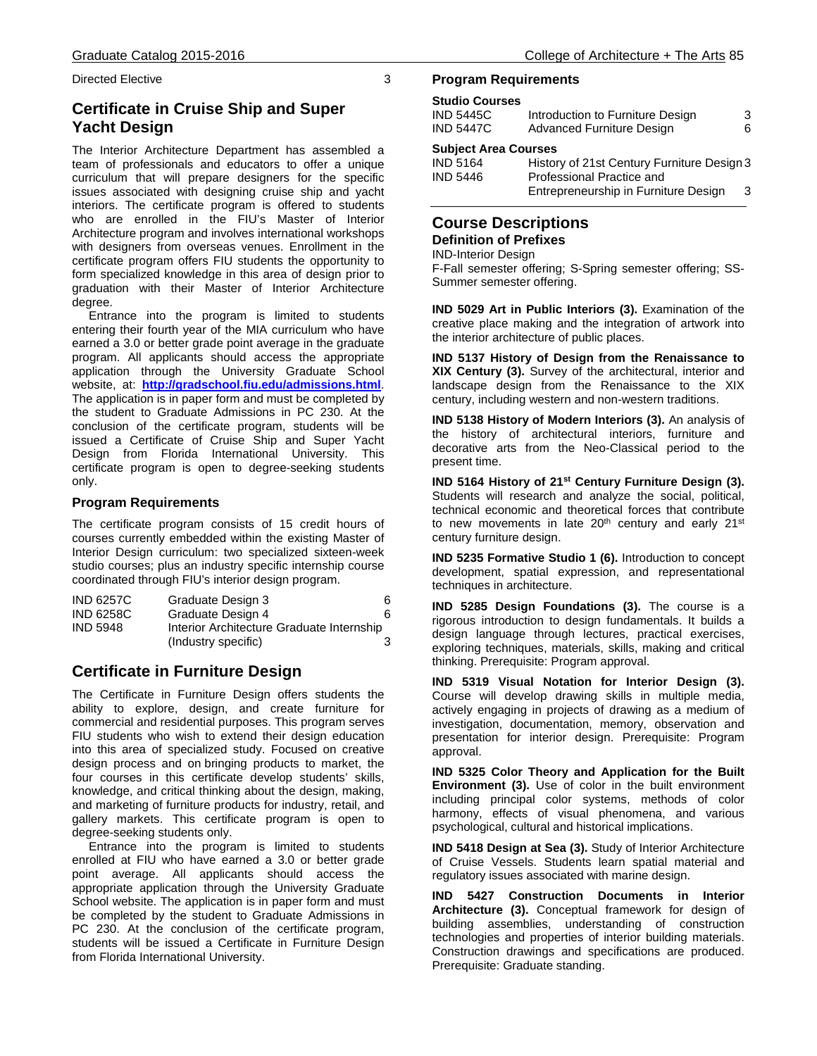| Directed Elective | 3 |
|---|---|

## Certificate in Cruise Ship and Super Yacht Design

The Interior Architecture Department has assembled a team of professionals and educators to offer a unique curriculum that will prepare designers for the specific issues associated with designing cruise ship and yacht interiors. The certificate program is offered to students who are enrolled in the FIU's Master of Interior Architecture program and involves international workshops with designers from overseas venues. Enrollment in the certificate program offers FIU students the opportunity to form specialized knowledge in this area of design prior to graduation with their Master of Interior Architecture degree.

Entrance into the program is limited to students entering their fourth year of the MIA curriculum who have earned a 3.0 or better grade point average in the graduate program. All applicants should access the appropriate application through the University Graduate School website, at: **http://gradschool.fiu.edu/admissions.html**. The application is in paper form and must be completed by the student to Graduate Admissions in PC 230. At the conclusion of the certificate program, students will be issued a Certificate of Cruise Ship and Super Yacht Design from Florida International University. This certificate program is open to degree-seeking students only.

### Program Requirements

The certificate program consists of 15 credit hours of courses currently embedded within the existing Master of Interior Design curriculum: two specialized sixteen-week studio courses; plus an industry specific internship course coordinated through FIU's interior design program.

| | | |
|---|---|---|
| IND 6257C | Graduate Design 3 | 6 |
| IND 6258C | Graduate Design 4 | 6 |
| IND 5948 | Interior Architecture Graduate Internship (Industry specific) | 3 |

## Certificate in Furniture Design

The Certificate in Furniture Design offers students the ability to explore, design, and create furniture for commercial and residential purposes. This program serves FIU students who wish to extend their design education into this area of specialized study. Focused on creative design process and on bringing products to market, the four courses in this certificate develop students' skills, knowledge, and critical thinking about the design, making, and marketing of furniture products for industry, retail, and gallery markets. This certificate program is open to degree-seeking students only.

Entrance into the program is limited to students enrolled at FIU who have earned a 3.0 or better grade point average. All applicants should access the appropriate application through the University Graduate School website. The application is in paper form and must be completed by the student to Graduate Admissions in PC 230. At the conclusion of the certificate program, students will be issued a Certificate in Furniture Design from Florida International University.

### Program Requirements

**Studio Courses**

| | | |
|---|---|---|
| IND 5445C | Introduction to Furniture Design | 3 |
| IND 5447C | Advanced Furniture Design | 6 |

**Subject Area Courses**

| | | |
|---|---|---|
| IND 5164 | History of 21st Century Furniture Design | 3 |
| IND 5446 | Professional Practice and Entrepreneurship in Furniture Design | 3 |

## Course Descriptions

### Definition of Prefixes

IND-Interior Design

F-Fall semester offering; S-Spring semester offering; SS-Summer semester offering.

**IND 5029 Art in Public Interiors (3).** Examination of the creative place making and the integration of artwork into the interior architecture of public places.

**IND 5137 History of Design from the Renaissance to XIX Century (3).** Survey of the architectural, interior and landscape design from the Renaissance to the XIX century, including western and non-western traditions.

**IND 5138 History of Modern Interiors (3).** An analysis of the history of architectural interiors, furniture and decorative arts from the Neo-Classical period to the present time.

**IND 5164 History of 21st Century Furniture Design (3).** Students will research and analyze the social, political, technical economic and theoretical forces that contribute to new movements in late 20th century and early 21st century furniture design.

**IND 5235 Formative Studio 1 (6).** Introduction to concept development, spatial expression, and representational techniques in architecture.

**IND 5285 Design Foundations (3).** The course is a rigorous introduction to design fundamentals. It builds a design language through lectures, practical exercises, exploring techniques, materials, skills, making and critical thinking. Prerequisite: Program approval.

**IND 5319 Visual Notation for Interior Design (3).** Course will develop drawing skills in multiple media, actively engaging in projects of drawing as a medium of investigation, documentation, memory, observation and presentation for interior design. Prerequisite: Program approval.

**IND 5325 Color Theory and Application for the Built Environment (3).** Use of color in the built environment including principal color systems, methods of color harmony, effects of visual phenomena, and various psychological, cultural and historical implications.

**IND 5418 Design at Sea (3).** Study of Interior Architecture of Cruise Vessels. Students learn spatial material and regulatory issues associated with marine design.

**IND 5427 Construction Documents in Interior Architecture (3).** Conceptual framework for design of building assemblies, understanding of construction technologies and properties of interior building materials. Construction drawings and specifications are produced. Prerequisite: Graduate standing.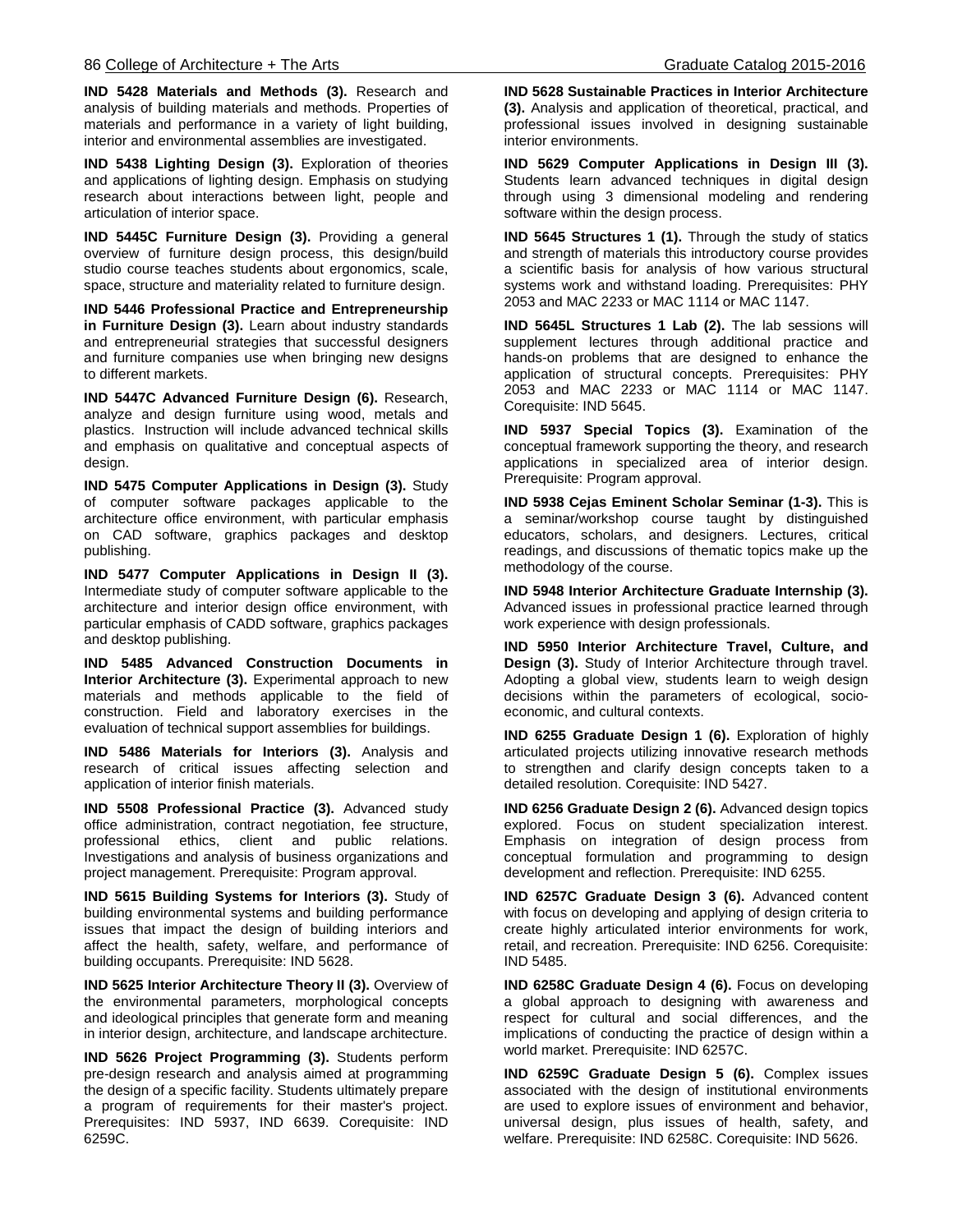**IND 5428 Materials and Methods (3).** Research and analysis of building materials and methods. Properties of materials and performance in a variety of light building, interior and environmental assemblies are investigated.

**IND 5438 Lighting Design (3).** Exploration of theories and applications of lighting design. Emphasis on studying research about interactions between light, people and articulation of interior space.

**IND 5445C Furniture Design (3).** Providing a general overview of furniture design process, this design/build studio course teaches students about ergonomics, scale, space, structure and materiality related to furniture design.

**IND 5446 Professional Practice and Entrepreneurship in Furniture Design (3).** Learn about industry standards and entrepreneurial strategies that successful designers and furniture companies use when bringing new designs to different markets.

**IND 5447C Advanced Furniture Design (6).** Research, analyze and design furniture using wood, metals and plastics. Instruction will include advanced technical skills and emphasis on qualitative and conceptual aspects of design.

**IND 5475 Computer Applications in Design (3).** Study of computer software packages applicable to the architecture office environment, with particular emphasis on CAD software, graphics packages and desktop publishing.

**IND 5477 Computer Applications in Design II (3).** Intermediate study of computer software applicable to the architecture and interior design office environment, with particular emphasis of CADD software, graphics packages and desktop publishing.

**IND 5485 Advanced Construction Documents in Interior Architecture (3).** Experimental approach to new materials and methods applicable to the field of construction. Field and laboratory exercises in the evaluation of technical support assemblies for buildings.

**IND 5486 Materials for Interiors (3).** Analysis and research of critical issues affecting selection and application of interior finish materials.

**IND 5508 Professional Practice (3).** Advanced study office administration, contract negotiation, fee structure, professional ethics, client and public relations. Investigations and analysis of business organizations and project management. Prerequisite: Program approval.

**IND 5615 Building Systems for Interiors (3).** Study of building environmental systems and building performance issues that impact the design of building interiors and affect the health, safety, welfare, and performance of building occupants. Prerequisite: IND 5628.

**IND 5625 Interior Architecture Theory II (3).** Overview of the environmental parameters, morphological concepts and ideological principles that generate form and meaning in interior design, architecture, and landscape architecture.

**IND 5626 Project Programming (3).** Students perform pre-design research and analysis aimed at programming the design of a specific facility. Students ultimately prepare a program of requirements for their master's project. Prerequisites: IND 5937, IND 6639. Corequisite: IND 6259C.

**IND 5628 Sustainable Practices in Interior Architecture (3).** Analysis and application of theoretical, practical, and professional issues involved in designing sustainable interior environments.

**IND 5629 Computer Applications in Design III (3).** Students learn advanced techniques in digital design through using 3 dimensional modeling and rendering software within the design process.

**IND 5645 Structures 1 (1).** Through the study of statics and strength of materials this introductory course provides a scientific basis for analysis of how various structural systems work and withstand loading. Prerequisites: PHY 2053 and MAC 2233 or MAC 1114 or MAC 1147.

**IND 5645L Structures 1 Lab (2).** The lab sessions will supplement lectures through additional practice and hands-on problems that are designed to enhance the application of structural concepts. Prerequisites: PHY 2053 and MAC 2233 or MAC 1114 or MAC 1147. Corequisite: IND 5645.

**IND 5937 Special Topics (3).** Examination of the conceptual framework supporting the theory, and research applications in specialized area of interior design. Prerequisite: Program approval.

**IND 5938 Cejas Eminent Scholar Seminar (1-3).** This is a seminar/workshop course taught by distinguished educators, scholars, and designers. Lectures, critical readings, and discussions of thematic topics make up the methodology of the course.

**IND 5948 Interior Architecture Graduate Internship (3).** Advanced issues in professional practice learned through work experience with design professionals.

**IND 5950 Interior Architecture Travel, Culture, and Design (3).** Study of Interior Architecture through travel. Adopting a global view, students learn to weigh design decisions within the parameters of ecological, socio-economic, and cultural contexts.

**IND 6255 Graduate Design 1 (6).** Exploration of highly articulated projects utilizing innovative research methods to strengthen and clarify design concepts taken to a detailed resolution. Corequisite: IND 5427.

**IND 6256 Graduate Design 2 (6).** Advanced design topics explored. Focus on student specialization interest. Emphasis on integration of design process from conceptual formulation and programming to design development and reflection. Prerequisite: IND 6255.

**IND 6257C Graduate Design 3 (6).** Advanced content with focus on developing and applying of design criteria to create highly articulated interior environments for work, retail, and recreation. Prerequisite: IND 6256. Corequisite: IND 5485.

**IND 6258C Graduate Design 4 (6).** Focus on developing a global approach to designing with awareness and respect for cultural and social differences, and the implications of conducting the practice of design within a world market. Prerequisite: IND 6257C.

**IND 6259C Graduate Design 5 (6).** Complex issues associated with the design of institutional environments are used to explore issues of environment and behavior, universal design, plus issues of health, safety, and welfare. Prerequisite: IND 6258C. Corequisite: IND 5626.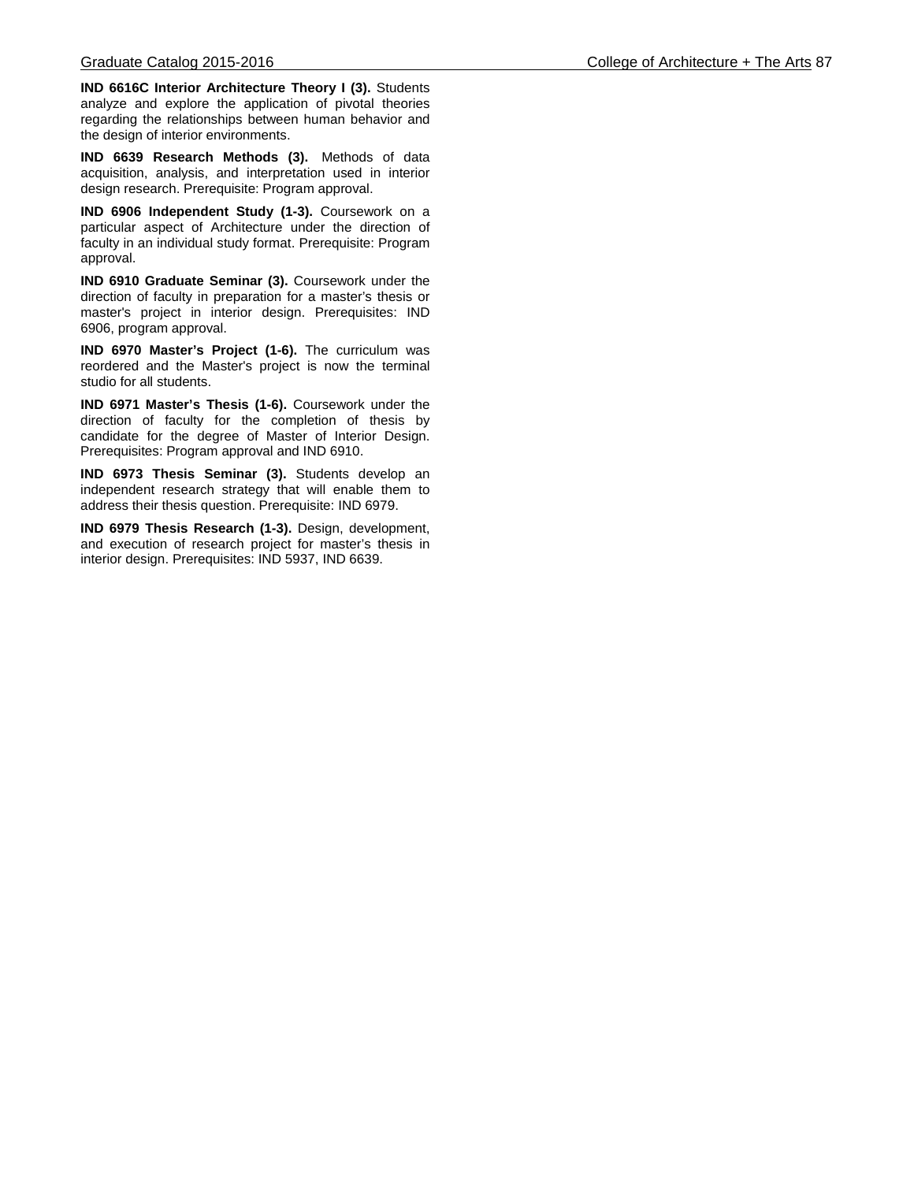**IND 6616C Interior Architecture Theory I (3).** Students analyze and explore the application of pivotal theories regarding the relationships between human behavior and the design of interior environments.

**IND 6639 Research Methods (3).** Methods of data acquisition, analysis, and interpretation used in interior design research. Prerequisite: Program approval.

**IND 6906 Independent Study (1-3).** Coursework on a particular aspect of Architecture under the direction of faculty in an individual study format. Prerequisite: Program approval.

**IND 6910 Graduate Seminar (3).** Coursework under the direction of faculty in preparation for a master's thesis or master's project in interior design. Prerequisites: IND 6906, program approval.

**IND 6970 Master's Project (1-6).** The curriculum was reordered and the Master's project is now the terminal studio for all students.

**IND 6971 Master's Thesis (1-6).** Coursework under the direction of faculty for the completion of thesis by candidate for the degree of Master of Interior Design. Prerequisites: Program approval and IND 6910.

**IND 6973 Thesis Seminar (3).** Students develop an independent research strategy that will enable them to address their thesis question. Prerequisite: IND 6979.

**IND 6979 Thesis Research (1-3).** Design, development, and execution of research project for master's thesis in interior design. Prerequisites: IND 5937, IND 6639.